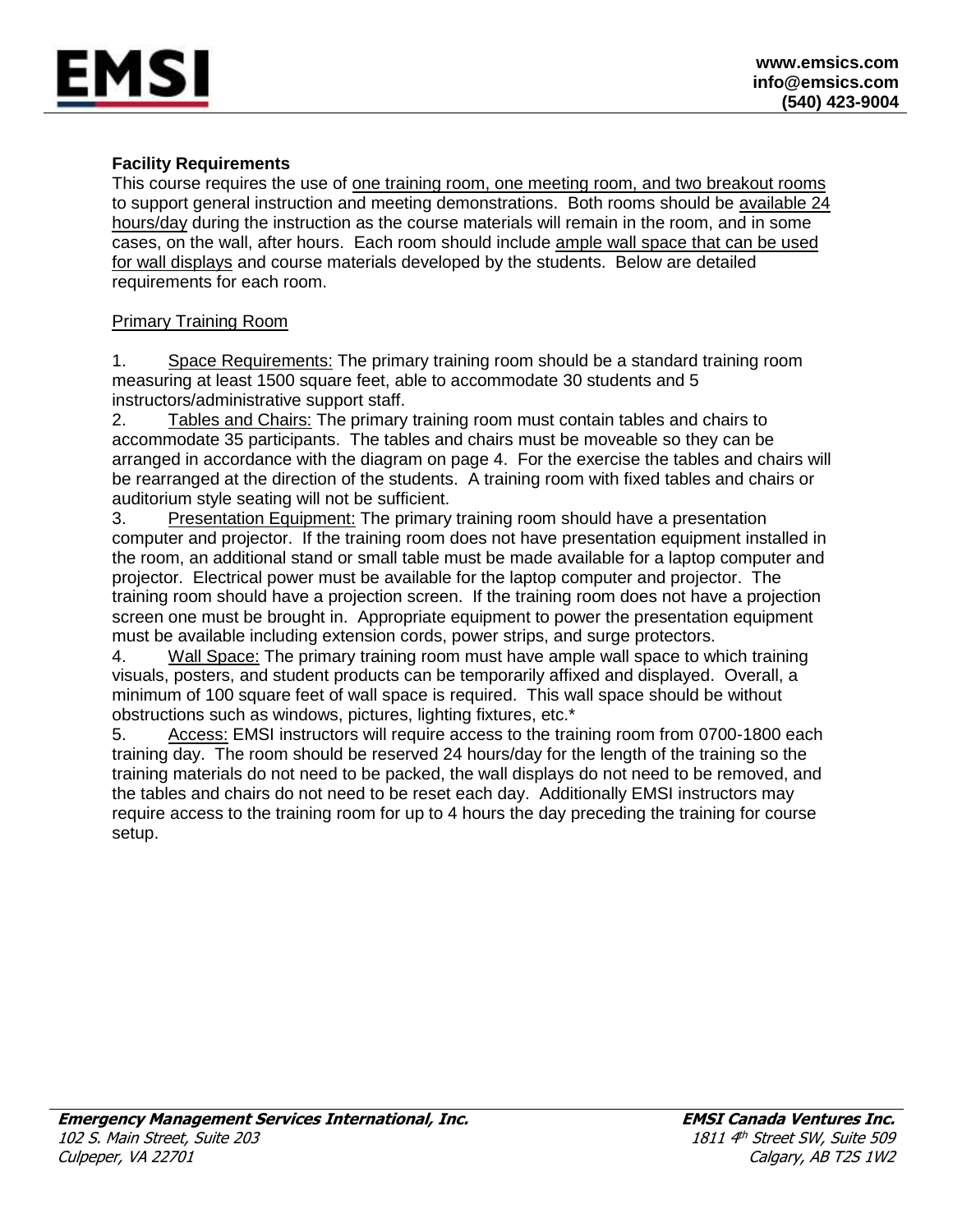**Facility Requirements**

This course requires the use of one training room, one meeting room, and two breakout rooms to support general instruction and meeting demonstrations. Both rooms should be available 24 hours/day during the instruction as the course materials will remain in the room, and in some cases, on the wall, after hours. Each room should include ample wall space that can be used for wall displays and course materials developed by the students. Below are detailed requirements for each room.

Primary Training Room

1. Space Requirements: The primary training room should be a standard training room measuring at least 1500 square feet, able to accommodate 30 students and 5 instructors/administrative support staff.
2. Tables and Chairs: The primary training room must contain tables and chairs to accommodate 35 participants. The tables and chairs must be moveable so they can be arranged in accordance with the diagram on page 4. For the exercise the tables and chairs will be rearranged at the direction of the students. A training room with fixed tables and chairs or auditorium style seating will not be sufficient.
3. Presentation Equipment: The primary training room should have a presentation computer and projector. If the training room does not have presentation equipment installed in the room, an additional stand or small table must be made available for a laptop computer and projector. Electrical power must be available for the laptop computer and projector. The training room should have a projection screen. If the training room does not have a projection screen one must be brought in. Appropriate equipment to power the presentation equipment must be available including extension cords, power strips, and surge protectors.
4. Wall Space: The primary training room must have ample wall space to which training visuals, posters, and student products can be temporarily affixed and displayed. Overall, a minimum of 100 square feet of wall space is required. This wall space should be without obstructions such as windows, pictures, lighting fixtures, etc.*
5. Access: EMSI instructors will require access to the training room from 0700-1800 each training day. The room should be reserved 24 hours/day for the length of the training so the training materials do not need to be packed, the wall displays do not need to be removed, and the tables and chairs do not need to be reset each day. Additionally EMSI instructors may require access to the training room for up to 4 hours the day preceding the training for course setup.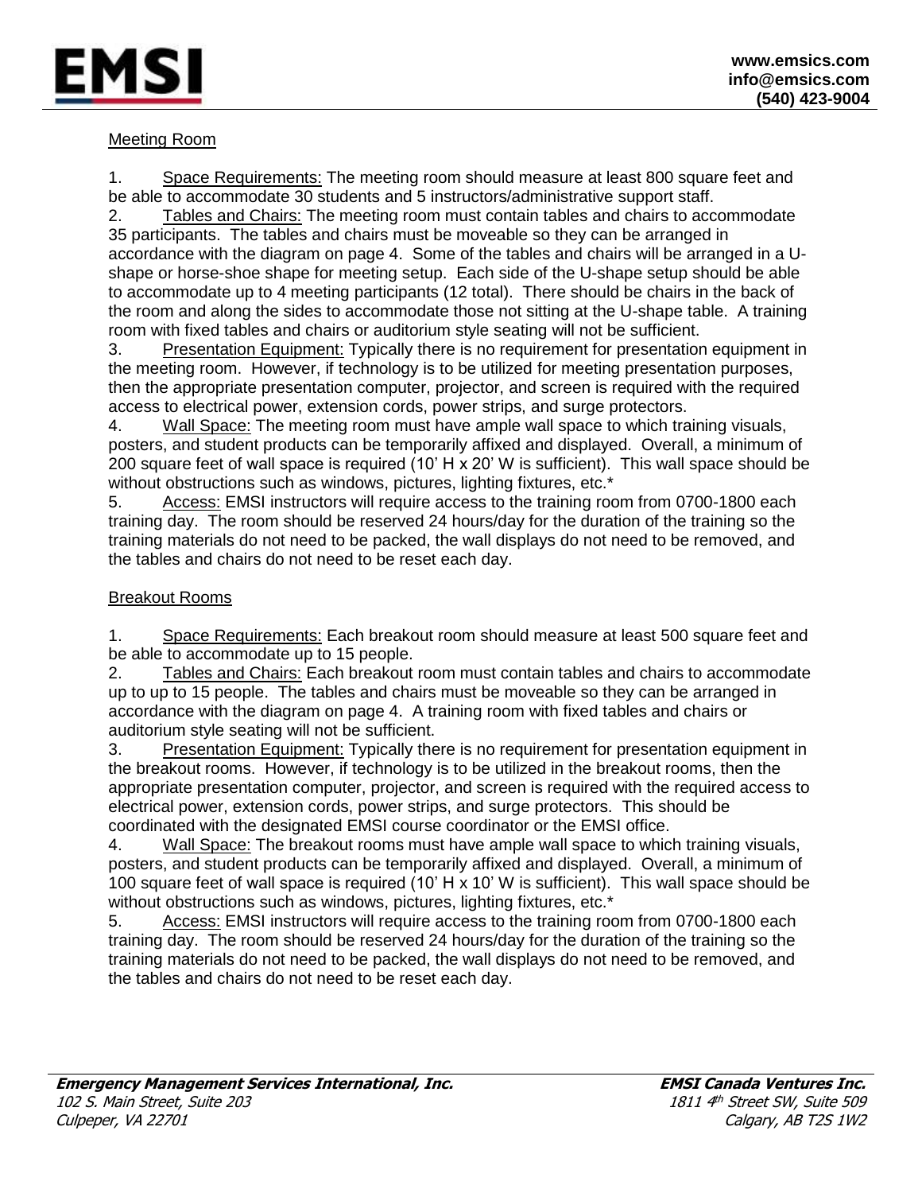Meeting Room

1. Space Requirements: The meeting room should measure at least 800 square feet and be able to accommodate 30 students and 5 instructors/administrative support staff.
2. Tables and Chairs: The meeting room must contain tables and chairs to accommodate 35 participants. The tables and chairs must be moveable so they can be arranged in accordance with the diagram on page 4. Some of the tables and chairs will be arranged in a U-shape or horse-shoe shape for meeting setup. Each side of the U-shape setup should be able to accommodate up to 4 meeting participants (12 total). There should be chairs in the back of the room and along the sides to accommodate those not sitting at the U-shape table. A training room with fixed tables and chairs or auditorium style seating will not be sufficient.
3. Presentation Equipment: Typically there is no requirement for presentation equipment in the meeting room. However, if technology is to be utilized for meeting presentation purposes, then the appropriate presentation computer, projector, and screen is required with the required access to electrical power, extension cords, power strips, and surge protectors.
4. Wall Space: The meeting room must have ample wall space to which training visuals, posters, and student products can be temporarily affixed and displayed. Overall, a minimum of 200 square feet of wall space is required (10' H x 20' W is sufficient). This wall space should be without obstructions such as windows, pictures, lighting fixtures, etc.*
5. Access: EMSI instructors will require access to the training room from 0700-1800 each training day. The room should be reserved 24 hours/day for the duration of the training so the training materials do not need to be packed, the wall displays do not need to be removed, and the tables and chairs do not need to be reset each day.

Breakout Rooms

1. Space Requirements: Each breakout room should measure at least 500 square feet and be able to accommodate up to 15 people.
2. Tables and Chairs: Each breakout room must contain tables and chairs to accommodate up to up to 15 people. The tables and chairs must be moveable so they can be arranged in accordance with the diagram on page 4. A training room with fixed tables and chairs or auditorium style seating will not be sufficient.
3. Presentation Equipment: Typically there is no requirement for presentation equipment in the breakout rooms. However, if technology is to be utilized in the breakout rooms, then the appropriate presentation computer, projector, and screen is required with the required access to electrical power, extension cords, power strips, and surge protectors. This should be coordinated with the designated EMSI course coordinator or the EMSI office.
4. Wall Space: The breakout rooms must have ample wall space to which training visuals, posters, and student products can be temporarily affixed and displayed. Overall, a minimum of 100 square feet of wall space is required (10' H x 10' W is sufficient). This wall space should be without obstructions such as windows, pictures, lighting fixtures, etc.*
5. Access: EMSI instructors will require access to the training room from 0700-1800 each training day. The room should be reserved 24 hours/day for the duration of the training so the training materials do not need to be packed, the wall displays do not need to be removed, and the tables and chairs do not need to be reset each day.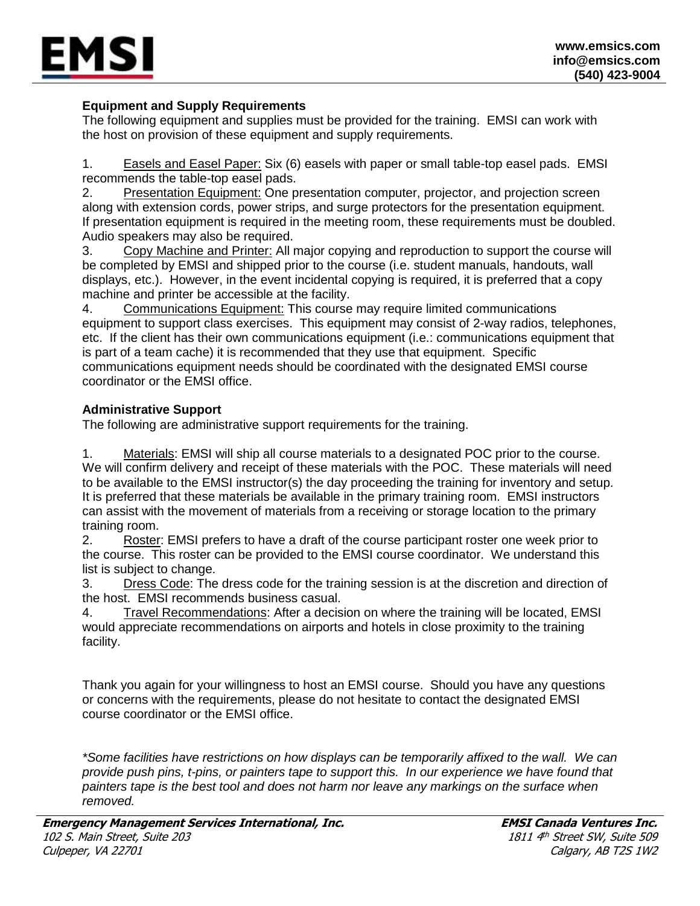## Equipment and Supply Requirements

The following equipment and supplies must be provided for the training. EMSI can work with the host on provision of these equipment and supply requirements.

1. Easels and Easel Paper: Six (6) easels with paper or small table-top easel pads. EMSI recommends the table-top easel pads.
2. Presentation Equipment: One presentation computer, projector, and projection screen along with extension cords, power strips, and surge protectors for the presentation equipment. If presentation equipment is required in the meeting room, these requirements must be doubled. Audio speakers may also be required.
3. Copy Machine and Printer: All major copying and reproduction to support the course will be completed by EMSI and shipped prior to the course (i.e. student manuals, handouts, wall displays, etc.). However, in the event incidental copying is required, it is preferred that a copy machine and printer be accessible at the facility.
4. Communications Equipment: This course may require limited communications equipment to support class exercises. This equipment may consist of 2-way radios, telephones, etc. If the client has their own communications equipment (i.e.: communications equipment that is part of a team cache) it is recommended that they use that equipment. Specific communications equipment needs should be coordinated with the designated EMSI course coordinator or the EMSI office.

## Administrative Support

The following are administrative support requirements for the training.

1. Materials: EMSI will ship all course materials to a designated POC prior to the course. We will confirm delivery and receipt of these materials with the POC. These materials will need to be available to the EMSI instructor(s) the day proceeding the training for inventory and setup. It is preferred that these materials be available in the primary training room. EMSI instructors can assist with the movement of materials from a receiving or storage location to the primary training room.
2. Roster: EMSI prefers to have a draft of the course participant roster one week prior to the course. This roster can be provided to the EMSI course coordinator. We understand this list is subject to change.
3. Dress Code: The dress code for the training session is at the discretion and direction of the host. EMSI recommends business casual.
4. Travel Recommendations: After a decision on where the training will be located, EMSI would appreciate recommendations on airports and hotels in close proximity to the training facility.

Thank you again for your willingness to host an EMSI course. Should you have any questions or concerns with the requirements, please do not hesitate to contact the designated EMSI course coordinator or the EMSI office.

*\*Some facilities have restrictions on how displays can be temporarily affixed to the wall. We can provide push pins, t-pins, or painters tape to support this. In our experience we have found that painters tape is the best tool and does not harm nor leave any markings on the surface when removed.*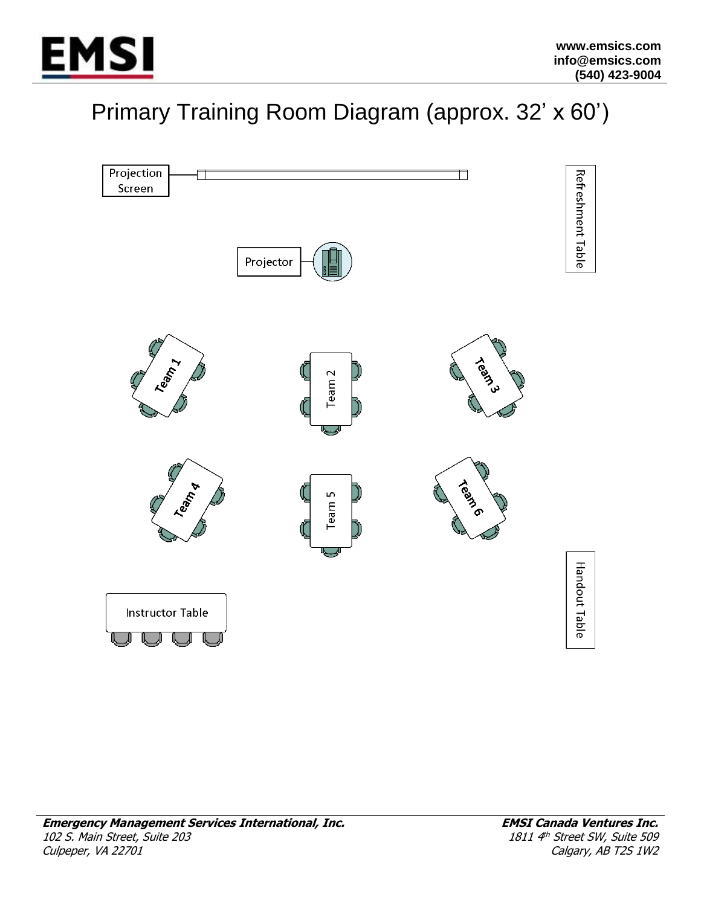# Primary Training Room Diagram (approx. 32' x 60')

Projection Screen

Refreshment Table

Projector

Team 1

Team 2

Team 3

Team 4

Team 5

Team 6

Instructor Table

Handout Table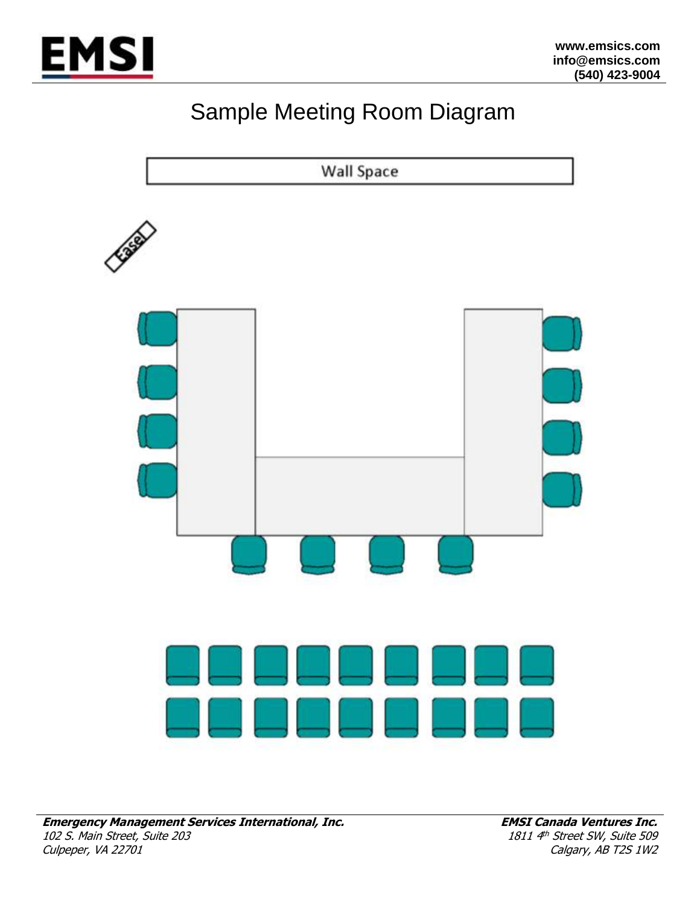# Sample Meeting Room Diagram

Wall Space

Easel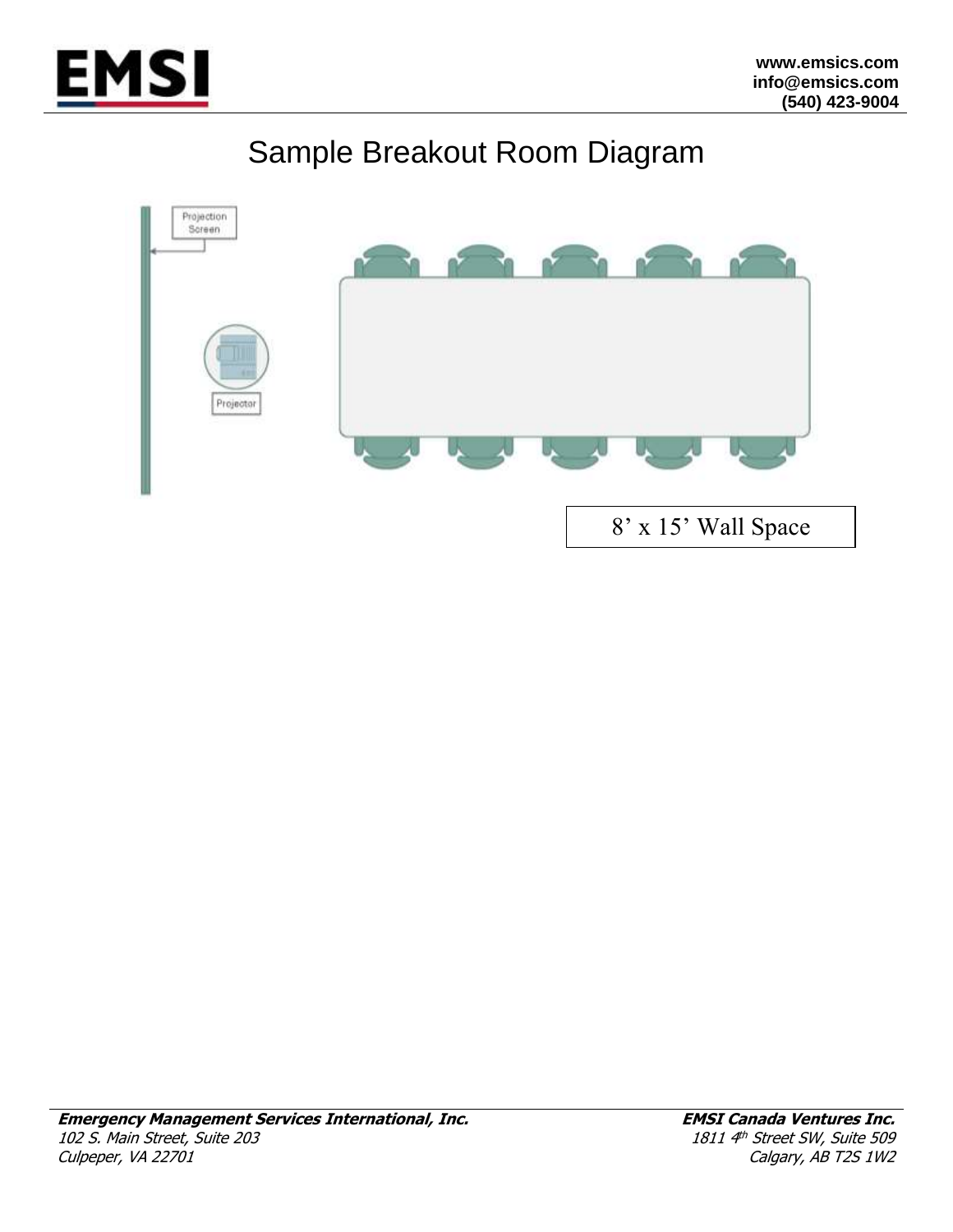# Sample Breakout Room Diagram

Projection Screen

Projector

8' x 15' Wall Space